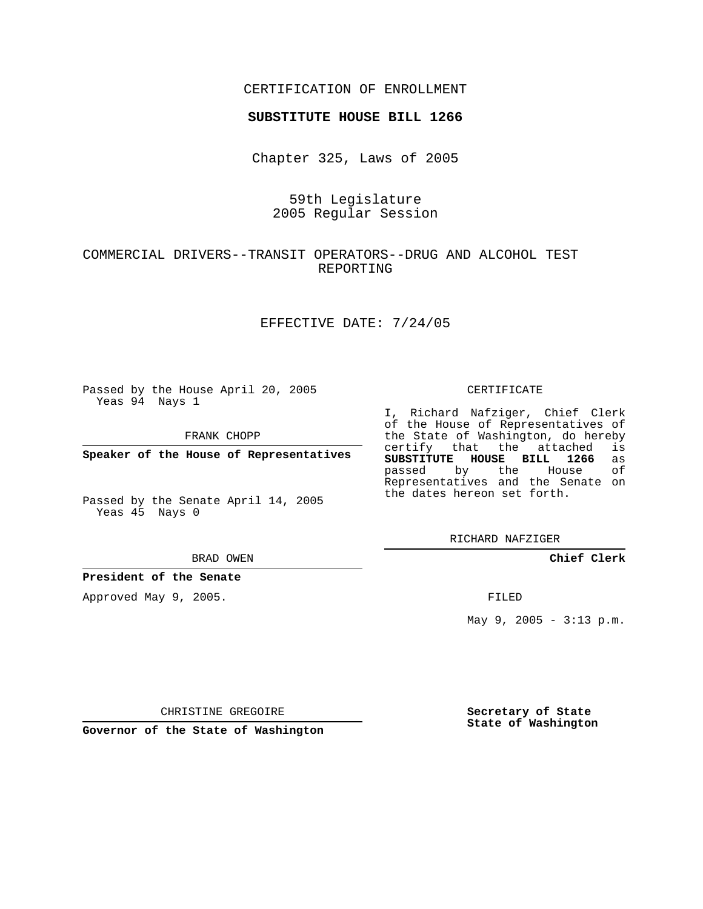CERTIFICATION OF ENROLLMENT

**SUBSTITUTE HOUSE BILL 1266**

Chapter 325, Laws of 2005

59th Legislature
2005 Regular Session

COMMERCIAL DRIVERS--TRANSIT OPERATORS--DRUG AND ALCOHOL TEST REPORTING

EFFECTIVE DATE: 7/24/05

Passed by the House April 20, 2005
Yeas 94 Nays 1

FRANK CHOPP

**Speaker of the House of Representatives**

Passed by the Senate April 14, 2005
Yeas 45 Nays 0

BRAD OWEN

**President of the Senate**

Approved May 9, 2005.

CHRISTINE GREGOIRE

**Governor of the State of Washington**

CERTIFICATE

I, Richard Nafziger, Chief Clerk of the House of Representatives of the State of Washington, do hereby certify that the attached is **SUBSTITUTE HOUSE BILL 1266** as passed by the House of Representatives and the Senate on the dates hereon set forth.

RICHARD NAFZIGER

**Chief Clerk**

FILED

May 9, 2005 - 3:13 p.m.

**Secretary of State**
**State of Washington**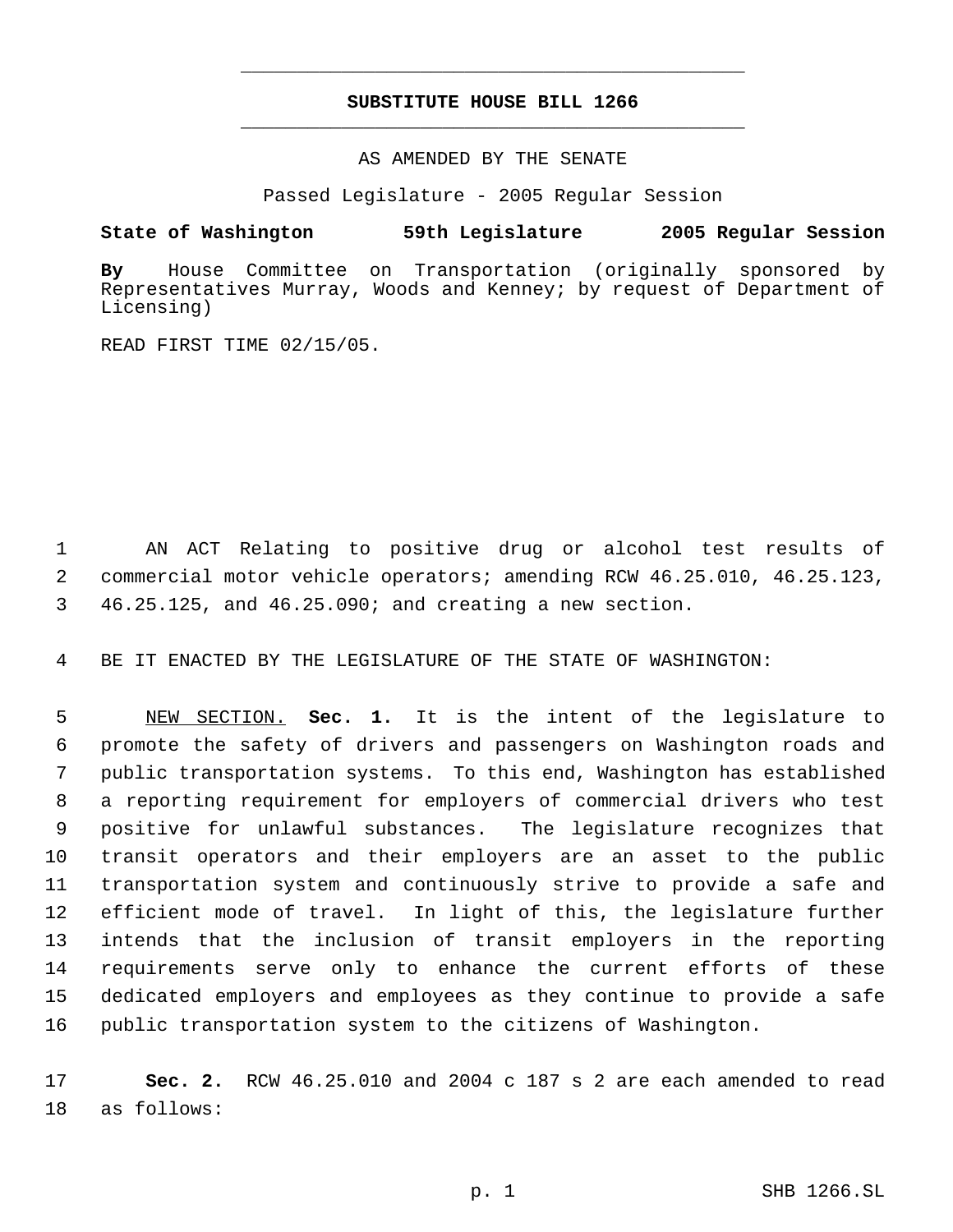# SUBSTITUTE HOUSE BILL 1266

AS AMENDED BY THE SENATE

Passed Legislature - 2005 Regular Session

**State of Washington 59th Legislature 2005 Regular Session**

**By** House Committee on Transportation (originally sponsored by Representatives Murray, Woods and Kenney; by request of Department of Licensing)

READ FIRST TIME 02/15/05.

AN ACT Relating to positive drug or alcohol test results of commercial motor vehicle operators; amending RCW 46.25.010, 46.25.123, 46.25.125, and 46.25.090; and creating a new section.

BE IT ENACTED BY THE LEGISLATURE OF THE STATE OF WASHINGTON:

NEW SECTION. **Sec. 1.** It is the intent of the legislature to promote the safety of drivers and passengers on Washington roads and public transportation systems. To this end, Washington has established a reporting requirement for employers of commercial drivers who test positive for unlawful substances. The legislature recognizes that transit operators and their employers are an asset to the public transportation system and continuously strive to provide a safe and efficient mode of travel. In light of this, the legislature further intends that the inclusion of transit employers in the reporting requirements serve only to enhance the current efforts of these dedicated employers and employees as they continue to provide a safe public transportation system to the citizens of Washington.

**Sec. 2.** RCW 46.25.010 and 2004 c 187 s 2 are each amended to read as follows: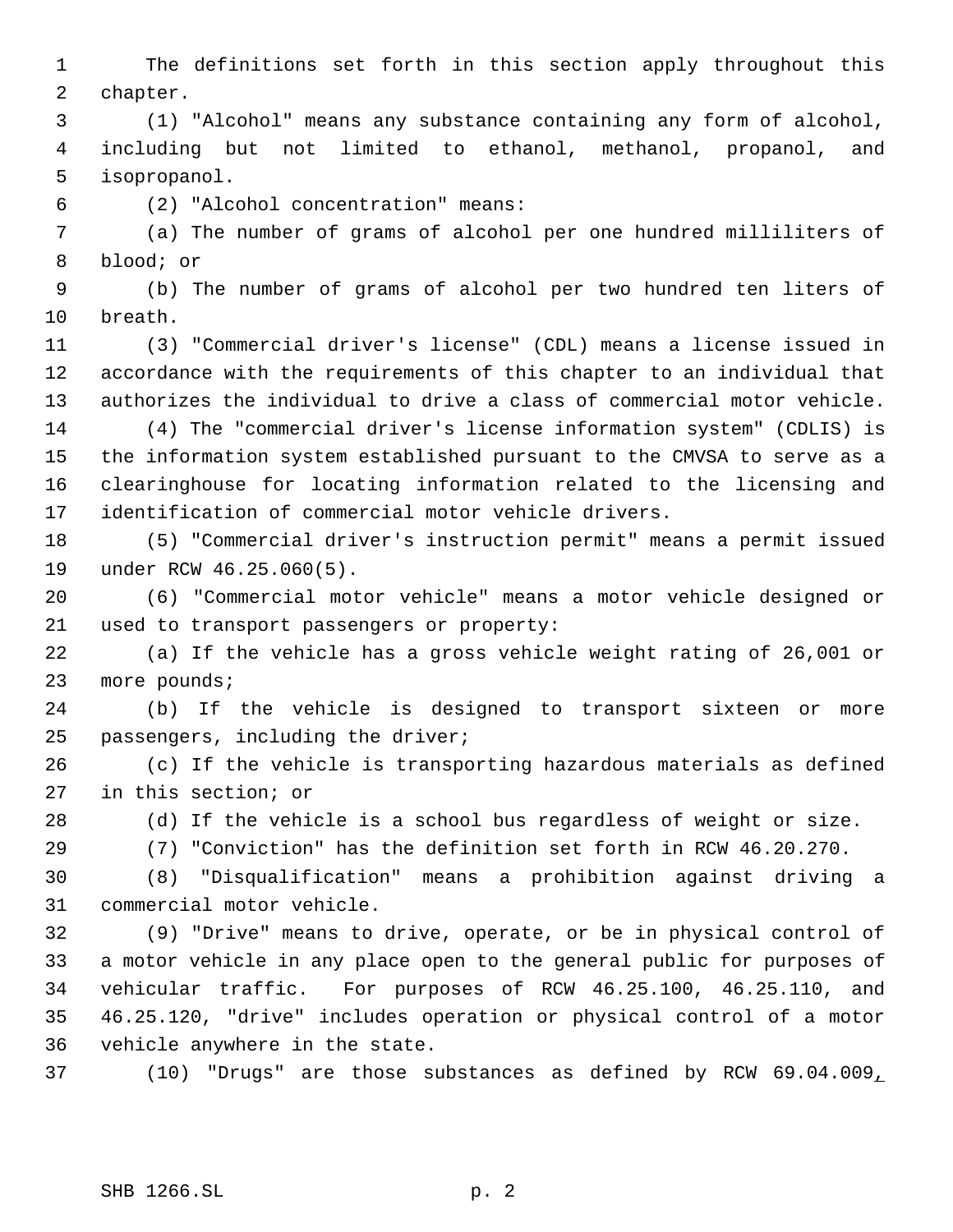The definitions set forth in this section apply throughout this chapter.

(1) "Alcohol" means any substance containing any form of alcohol, including but not limited to ethanol, methanol, propanol, and isopropanol.

(2) "Alcohol concentration" means:

(a) The number of grams of alcohol per one hundred milliliters of blood; or

(b) The number of grams of alcohol per two hundred ten liters of breath.

(3) "Commercial driver's license" (CDL) means a license issued in accordance with the requirements of this chapter to an individual that authorizes the individual to drive a class of commercial motor vehicle.

(4) The "commercial driver's license information system" (CDLIS) is the information system established pursuant to the CMVSA to serve as a clearinghouse for locating information related to the licensing and identification of commercial motor vehicle drivers.

(5) "Commercial driver's instruction permit" means a permit issued under RCW 46.25.060(5).

(6) "Commercial motor vehicle" means a motor vehicle designed or used to transport passengers or property:

(a) If the vehicle has a gross vehicle weight rating of 26,001 or more pounds;

(b) If the vehicle is designed to transport sixteen or more passengers, including the driver;

(c) If the vehicle is transporting hazardous materials as defined in this section; or

(d) If the vehicle is a school bus regardless of weight or size.

(7) "Conviction" has the definition set forth in RCW 46.20.270.

(8) "Disqualification" means a prohibition against driving a commercial motor vehicle.

(9) "Drive" means to drive, operate, or be in physical control of a motor vehicle in any place open to the general public for purposes of vehicular traffic. For purposes of RCW 46.25.100, 46.25.110, and 46.25.120, "drive" includes operation or physical control of a motor vehicle anywhere in the state.

(10) "Drugs" are those substances as defined by RCW 69.04.009,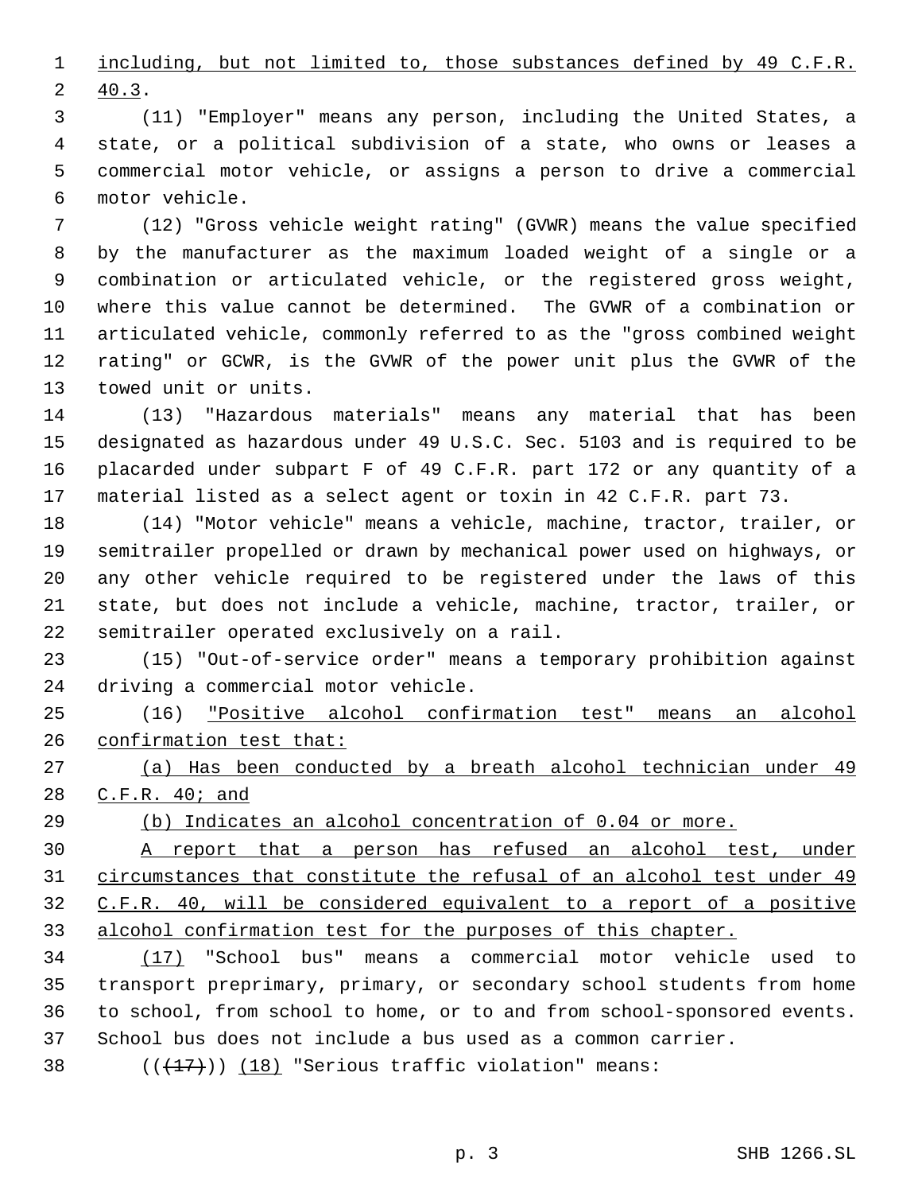including, but not limited to, those substances defined by 49 C.F.R. 40.3.

(11) "Employer" means any person, including the United States, a state, or a political subdivision of a state, who owns or leases a commercial motor vehicle, or assigns a person to drive a commercial motor vehicle.

(12) "Gross vehicle weight rating" (GVWR) means the value specified by the manufacturer as the maximum loaded weight of a single or a combination or articulated vehicle, or the registered gross weight, where this value cannot be determined. The GVWR of a combination or articulated vehicle, commonly referred to as the "gross combined weight rating" or GCWR, is the GVWR of the power unit plus the GVWR of the towed unit or units.

(13) "Hazardous materials" means any material that has been designated as hazardous under 49 U.S.C. Sec. 5103 and is required to be placarded under subpart F of 49 C.F.R. part 172 or any quantity of a material listed as a select agent or toxin in 42 C.F.R. part 73.

(14) "Motor vehicle" means a vehicle, machine, tractor, trailer, or semitrailer propelled or drawn by mechanical power used on highways, or any other vehicle required to be registered under the laws of this state, but does not include a vehicle, machine, tractor, trailer, or semitrailer operated exclusively on a rail.

(15) "Out-of-service order" means a temporary prohibition against driving a commercial motor vehicle.

(16) "Positive alcohol confirmation test" means an alcohol confirmation test that:

(a) Has been conducted by a breath alcohol technician under 49 C.F.R. 40; and

(b) Indicates an alcohol concentration of 0.04 or more.

A report that a person has refused an alcohol test, under circumstances that constitute the refusal of an alcohol test under 49 C.F.R. 40, will be considered equivalent to a report of a positive alcohol confirmation test for the purposes of this chapter.

(17) "School bus" means a commercial motor vehicle used to transport preprimary, primary, or secondary school students from home to school, from school to home, or to and from school-sponsored events. School bus does not include a bus used as a common carrier.

(((17))) (18) "Serious traffic violation" means: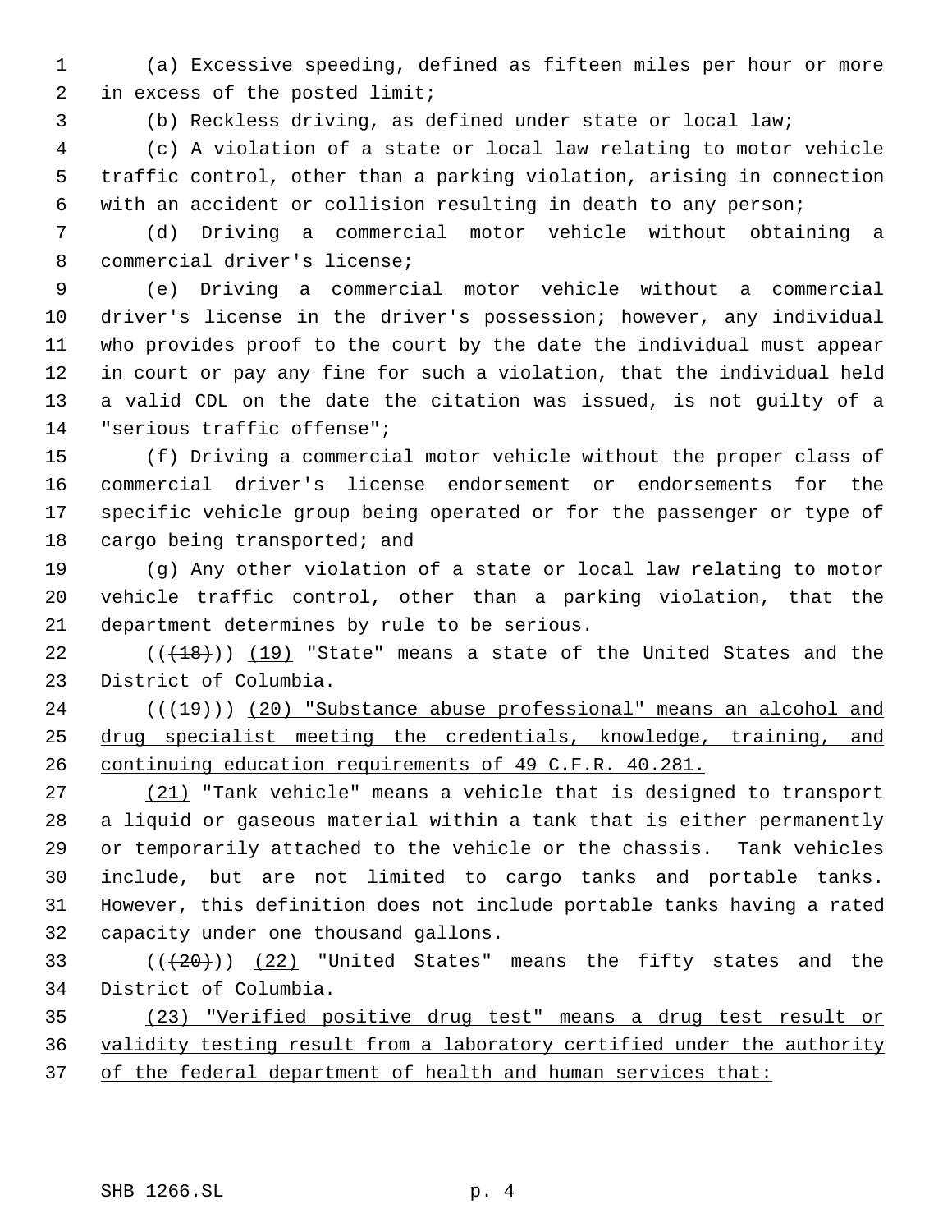(a) Excessive speeding, defined as fifteen miles per hour or more in excess of the posted limit;

(b) Reckless driving, as defined under state or local law;

(c) A violation of a state or local law relating to motor vehicle traffic control, other than a parking violation, arising in connection with an accident or collision resulting in death to any person;

(d) Driving a commercial motor vehicle without obtaining a commercial driver's license;

(e) Driving a commercial motor vehicle without a commercial driver's license in the driver's possession; however, any individual who provides proof to the court by the date the individual must appear in court or pay any fine for such a violation, that the individual held a valid CDL on the date the citation was issued, is not guilty of a "serious traffic offense";

(f) Driving a commercial motor vehicle without the proper class of commercial driver's license endorsement or endorsements for the specific vehicle group being operated or for the passenger or type of cargo being transported; and

(g) Any other violation of a state or local law relating to motor vehicle traffic control, other than a parking violation, that the department determines by rule to be serious.

(((18))) (19) "State" means a state of the United States and the District of Columbia.

(((19))) (20) "Substance abuse professional" means an alcohol and drug specialist meeting the credentials, knowledge, training, and continuing education requirements of 49 C.F.R. 40.281.

(21) "Tank vehicle" means a vehicle that is designed to transport a liquid or gaseous material within a tank that is either permanently or temporarily attached to the vehicle or the chassis. Tank vehicles include, but are not limited to cargo tanks and portable tanks. However, this definition does not include portable tanks having a rated capacity under one thousand gallons.

(((20))) (22) "United States" means the fifty states and the District of Columbia.

(23) "Verified positive drug test" means a drug test result or validity testing result from a laboratory certified under the authority of the federal department of health and human services that: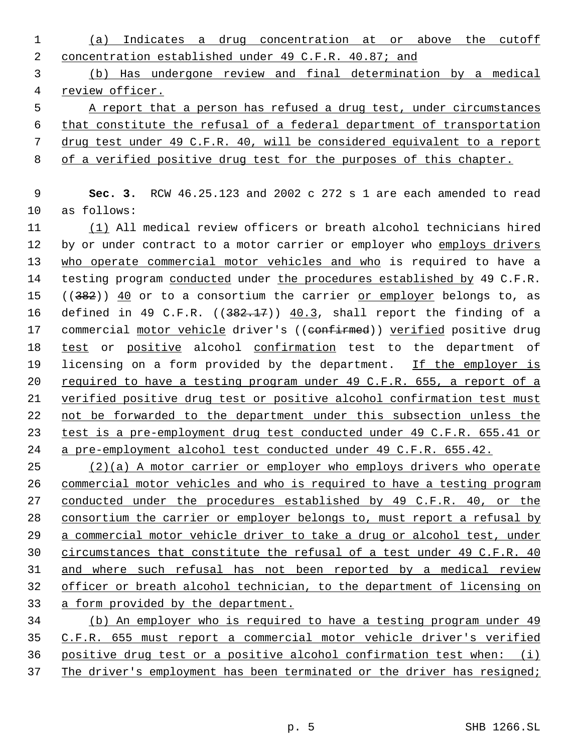(a) Indicates a drug concentration at or above the cutoff concentration established under 49 C.F.R. 40.87; and

(b) Has undergone review and final determination by a medical review officer.

A report that a person has refused a drug test, under circumstances that constitute the refusal of a federal department of transportation drug test under 49 C.F.R. 40, will be considered equivalent to a report of a verified positive drug test for the purposes of this chapter.

**Sec. 3.** RCW 46.25.123 and 2002 c 272 s 1 are each amended to read as follows:

(1) All medical review officers or breath alcohol technicians hired by or under contract to a motor carrier or employer who employs drivers who operate commercial motor vehicles and who is required to have a testing program conducted under the procedures established by 49 C.F.R. ((~~382~~)) 40 or to a consortium the carrier or employer belongs to, as defined in 49 C.F.R. ((~~382.17~~)) 40.3, shall report the finding of a commercial motor vehicle driver's ((~~confirmed~~)) verified positive drug test or positive alcohol confirmation test to the department of licensing on a form provided by the department. If the employer is required to have a testing program under 49 C.F.R. 655, a report of a verified positive drug test or positive alcohol confirmation test must not be forwarded to the department under this subsection unless the test is a pre-employment drug test conducted under 49 C.F.R. 655.41 or a pre-employment alcohol test conducted under 49 C.F.R. 655.42.

(2)(a) A motor carrier or employer who employs drivers who operate commercial motor vehicles and who is required to have a testing program conducted under the procedures established by 49 C.F.R. 40, or the consortium the carrier or employer belongs to, must report a refusal by a commercial motor vehicle driver to take a drug or alcohol test, under circumstances that constitute the refusal of a test under 49 C.F.R. 40 and where such refusal has not been reported by a medical review officer or breath alcohol technician, to the department of licensing on a form provided by the department.

(b) An employer who is required to have a testing program under 49 C.F.R. 655 must report a commercial motor vehicle driver's verified positive drug test or a positive alcohol confirmation test when: (i) The driver's employment has been terminated or the driver has resigned;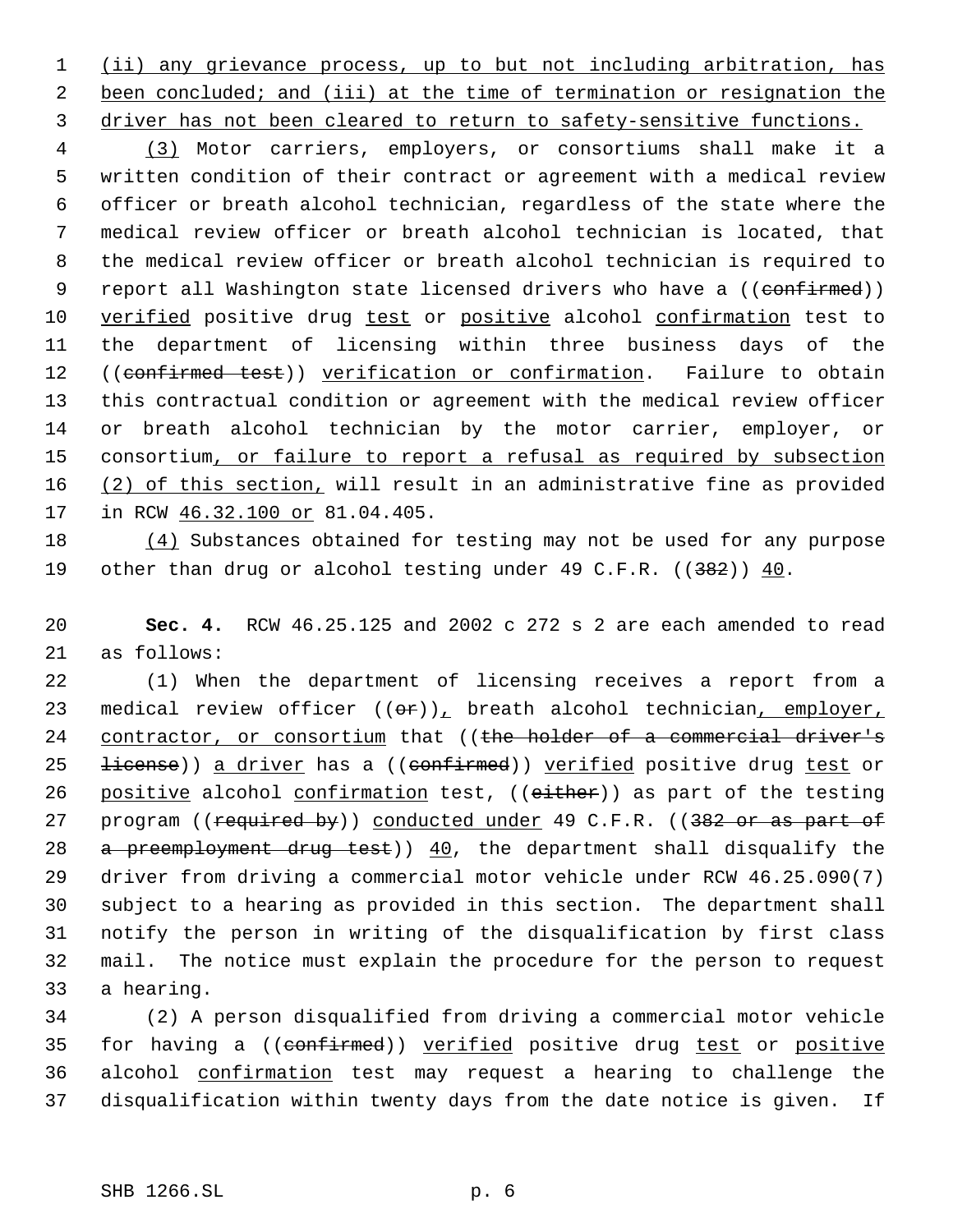(ii) any grievance process, up to but not including arbitration, has been concluded; and (iii) at the time of termination or resignation the driver has not been cleared to return to safety-sensitive functions.

(3) Motor carriers, employers, or consortiums shall make it a written condition of their contract or agreement with a medical review officer or breath alcohol technician, regardless of the state where the medical review officer or breath alcohol technician is located, that the medical review officer or breath alcohol technician is required to report all Washington state licensed drivers who have a ((confirmed)) verified positive drug test or positive alcohol confirmation test to the department of licensing within three business days of the ((confirmed test)) verification or confirmation. Failure to obtain this contractual condition or agreement with the medical review officer or breath alcohol technician by the motor carrier, employer, or consortium, or failure to report a refusal as required by subsection (2) of this section, will result in an administrative fine as provided in RCW 46.32.100 or 81.04.405.

(4) Substances obtained for testing may not be used for any purpose other than drug or alcohol testing under 49 C.F.R. ((382)) 40.

**Sec. 4.** RCW 46.25.125 and 2002 c 272 s 2 are each amended to read as follows:

(1) When the department of licensing receives a report from a medical review officer ((or)), breath alcohol technician, employer, contractor, or consortium that ((the holder of a commercial driver's license)) a driver has a ((confirmed)) verified positive drug test or positive alcohol confirmation test, ((either)) as part of the testing program ((required by)) conducted under 49 C.F.R. ((382 or as part of a preemployment drug test)) 40, the department shall disqualify the driver from driving a commercial motor vehicle under RCW 46.25.090(7) subject to a hearing as provided in this section. The department shall notify the person in writing of the disqualification by first class mail. The notice must explain the procedure for the person to request a hearing.

(2) A person disqualified from driving a commercial motor vehicle for having a ((confirmed)) verified positive drug test or positive alcohol confirmation test may request a hearing to challenge the disqualification within twenty days from the date notice is given. If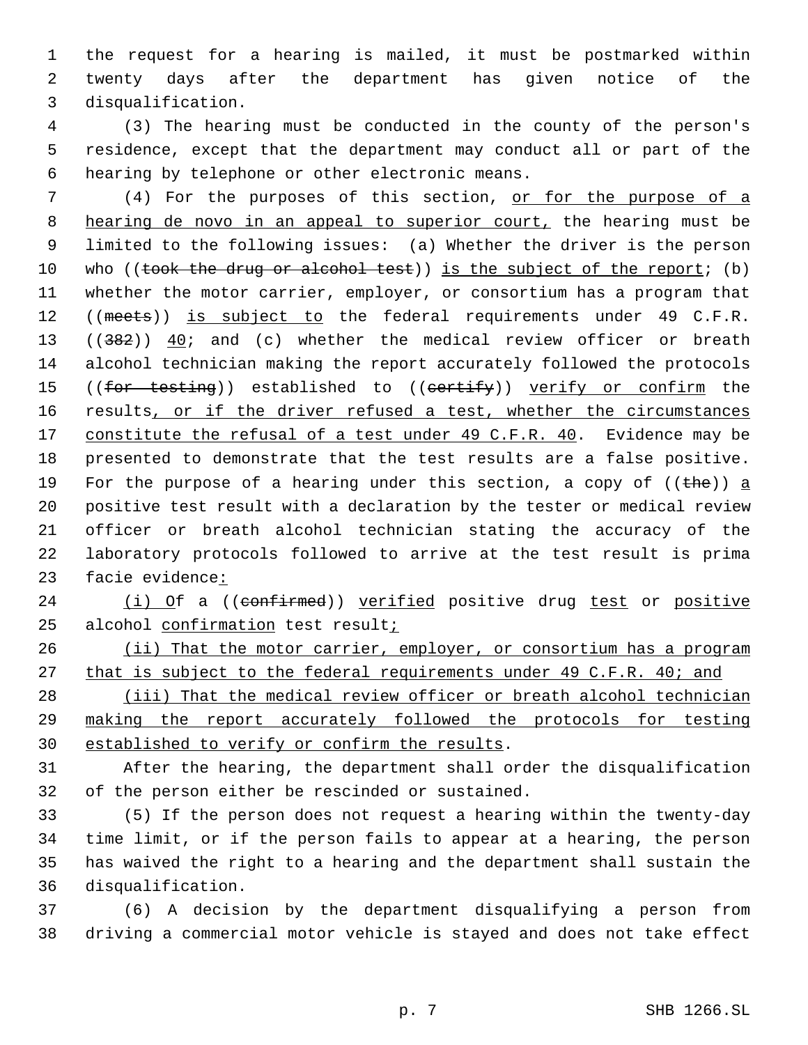the request for a hearing is mailed, it must be postmarked within twenty days after the department has given notice of the disqualification.

(3) The hearing must be conducted in the county of the person's residence, except that the department may conduct all or part of the hearing by telephone or other electronic means.

(4) For the purposes of this section, <u>or for the purpose of a hearing de novo in an appeal to superior court,</u> the hearing must be limited to the following issues: (a) Whether the driver is the person who ((~~took the drug or alcohol test~~)) <u>is the subject of the report</u>; (b) whether the motor carrier, employer, or consortium has a program that ((~~meets~~)) <u>is subject to</u> the federal requirements under 49 C.F.R. ((~~382~~)) <u>40</u>; and (c) whether the medical review officer or breath alcohol technician making the report accurately followed the protocols ((~~for testing~~)) established to ((~~certify~~)) <u>verify or confirm</u> the results<u>, or if the driver refused a test, whether the circumstances constitute the refusal of a test under 49 C.F.R. 40</u>. Evidence may be presented to demonstrate that the test results are a false positive. For the purpose of a hearing under this section, a copy of ((~~the~~)) <u>a</u> positive test result with a declaration by the tester or medical review officer or breath alcohol technician stating the accuracy of the laboratory protocols followed to arrive at the test result is prima facie evidence<u>:</u>

<u>(i) O</u>f a ((~~confirmed~~)) <u>verified</u> positive drug <u>test</u> or <u>positive</u> alcohol <u>confirmation</u> test result<u>;</u>

<u>(ii) That the motor carrier, employer, or consortium has a program that is subject to the federal requirements under 49 C.F.R. 40; and</u>

<u>(iii) That the medical review officer or breath alcohol technician making the report accurately followed the protocols for testing established to verify or confirm the results</u>.

After the hearing, the department shall order the disqualification of the person either be rescinded or sustained.

(5) If the person does not request a hearing within the twenty-day time limit, or if the person fails to appear at a hearing, the person has waived the right to a hearing and the department shall sustain the disqualification.

(6) A decision by the department disqualifying a person from driving a commercial motor vehicle is stayed and does not take effect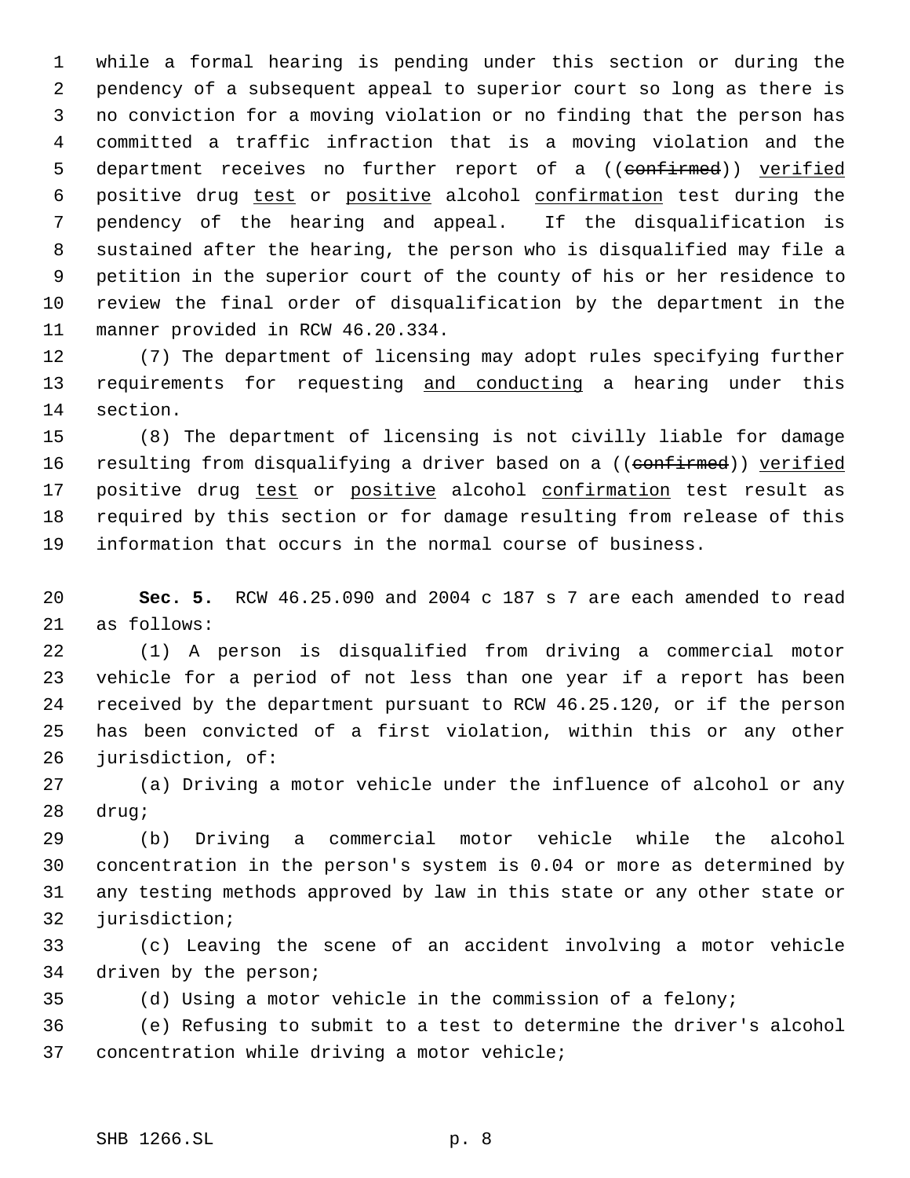while a formal hearing is pending under this section or during the pendency of a subsequent appeal to superior court so long as there is no conviction for a moving violation or no finding that the person has committed a traffic infraction that is a moving violation and the department receives no further report of a ((~~confirmed~~)) <u>verified</u> positive drug <u>test</u> or <u>positive</u> alcohol <u>confirmation</u> test during the pendency of the hearing and appeal. If the disqualification is sustained after the hearing, the person who is disqualified may file a petition in the superior court of the county of his or her residence to review the final order of disqualification by the department in the manner provided in RCW 46.20.334.

(7) The department of licensing may adopt rules specifying further requirements for requesting <u>and conducting</u> a hearing under this section.

(8) The department of licensing is not civilly liable for damage resulting from disqualifying a driver based on a ((~~confirmed~~)) <u>verified</u> positive drug <u>test</u> or <u>positive</u> alcohol <u>confirmation</u> test result as required by this section or for damage resulting from release of this information that occurs in the normal course of business.

**Sec. 5.** RCW 46.25.090 and 2004 c 187 s 7 are each amended to read as follows:

(1) A person is disqualified from driving a commercial motor vehicle for a period of not less than one year if a report has been received by the department pursuant to RCW 46.25.120, or if the person has been convicted of a first violation, within this or any other jurisdiction, of:

(a) Driving a motor vehicle under the influence of alcohol or any drug;

(b) Driving a commercial motor vehicle while the alcohol concentration in the person's system is 0.04 or more as determined by any testing methods approved by law in this state or any other state or jurisdiction;

(c) Leaving the scene of an accident involving a motor vehicle driven by the person;

(d) Using a motor vehicle in the commission of a felony;

(e) Refusing to submit to a test to determine the driver's alcohol concentration while driving a motor vehicle;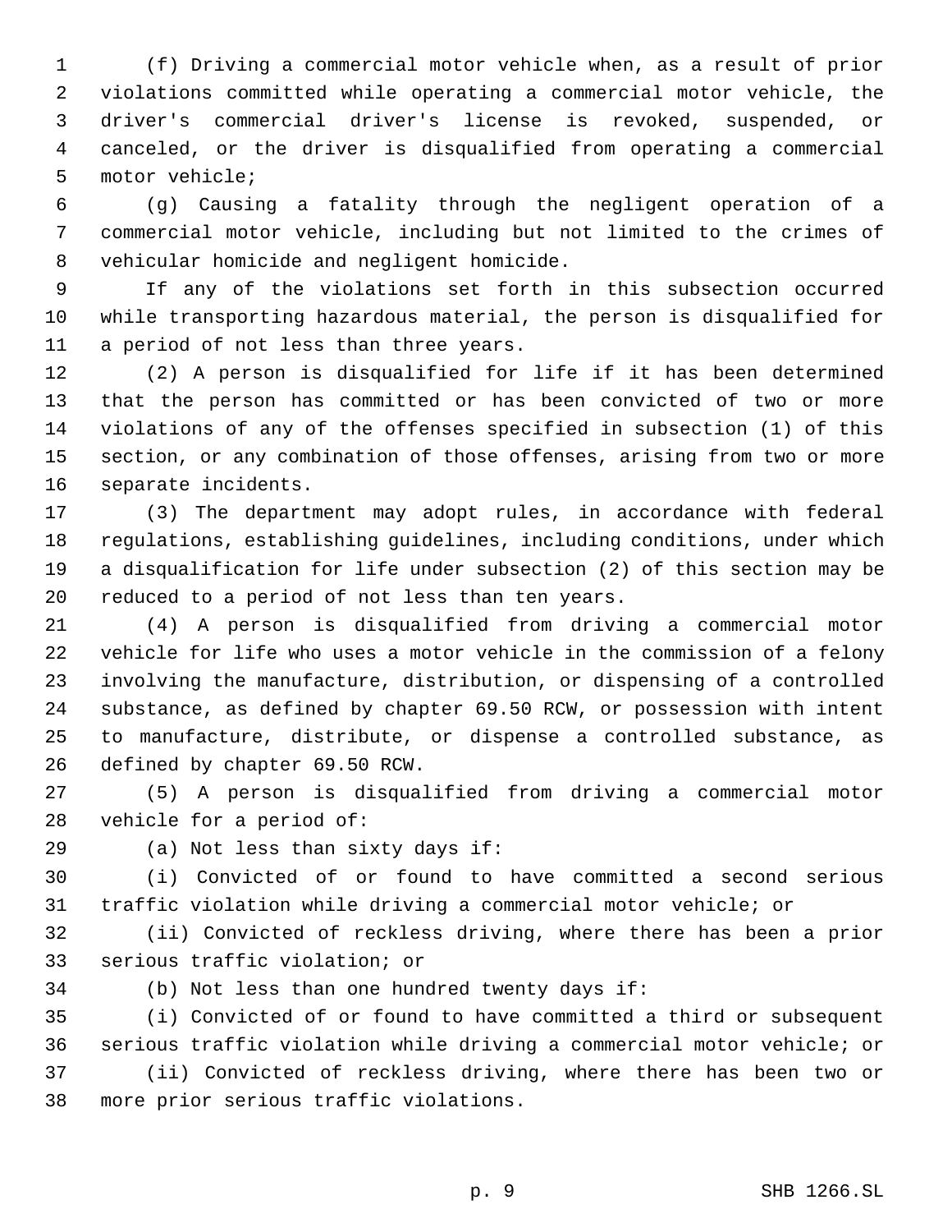(f) Driving a commercial motor vehicle when, as a result of prior violations committed while operating a commercial motor vehicle, the driver's commercial driver's license is revoked, suspended, or canceled, or the driver is disqualified from operating a commercial motor vehicle;

(g) Causing a fatality through the negligent operation of a commercial motor vehicle, including but not limited to the crimes of vehicular homicide and negligent homicide.

If any of the violations set forth in this subsection occurred while transporting hazardous material, the person is disqualified for a period of not less than three years.

(2) A person is disqualified for life if it has been determined that the person has committed or has been convicted of two or more violations of any of the offenses specified in subsection (1) of this section, or any combination of those offenses, arising from two or more separate incidents.

(3) The department may adopt rules, in accordance with federal regulations, establishing guidelines, including conditions, under which a disqualification for life under subsection (2) of this section may be reduced to a period of not less than ten years.

(4) A person is disqualified from driving a commercial motor vehicle for life who uses a motor vehicle in the commission of a felony involving the manufacture, distribution, or dispensing of a controlled substance, as defined by chapter 69.50 RCW, or possession with intent to manufacture, distribute, or dispense a controlled substance, as defined by chapter 69.50 RCW.

(5) A person is disqualified from driving a commercial motor vehicle for a period of:

(a) Not less than sixty days if:

(i) Convicted of or found to have committed a second serious traffic violation while driving a commercial motor vehicle; or

(ii) Convicted of reckless driving, where there has been a prior serious traffic violation; or

(b) Not less than one hundred twenty days if:

(i) Convicted of or found to have committed a third or subsequent serious traffic violation while driving a commercial motor vehicle; or

(ii) Convicted of reckless driving, where there has been two or more prior serious traffic violations.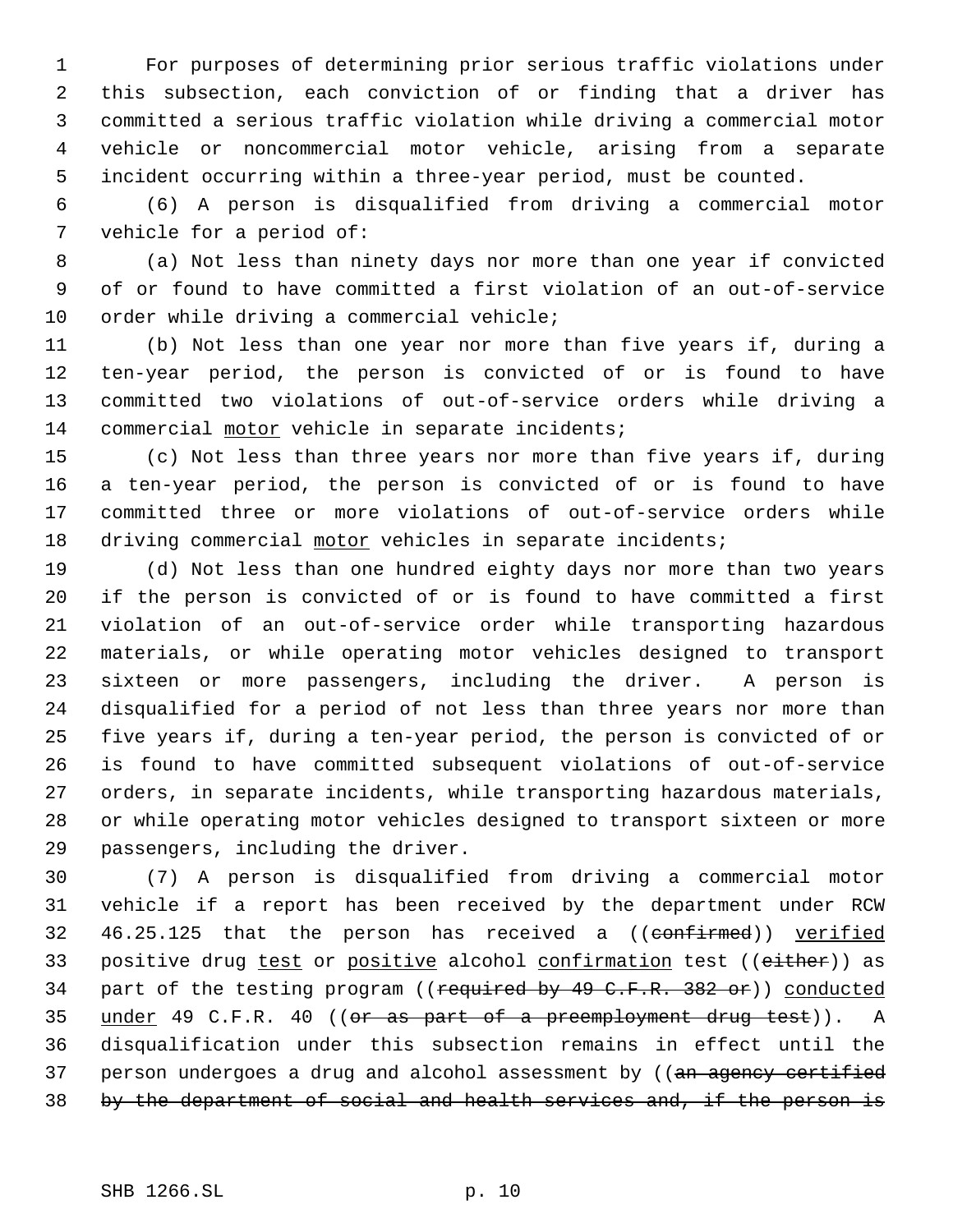For purposes of determining prior serious traffic violations under this subsection, each conviction of or finding that a driver has committed a serious traffic violation while driving a commercial motor vehicle or noncommercial motor vehicle, arising from a separate incident occurring within a three-year period, must be counted.

(6) A person is disqualified from driving a commercial motor vehicle for a period of:

(a) Not less than ninety days nor more than one year if convicted of or found to have committed a first violation of an out-of-service order while driving a commercial vehicle;

(b) Not less than one year nor more than five years if, during a ten-year period, the person is convicted of or is found to have committed two violations of out-of-service orders while driving a commercial motor vehicle in separate incidents;

(c) Not less than three years nor more than five years if, during a ten-year period, the person is convicted of or is found to have committed three or more violations of out-of-service orders while driving commercial motor vehicles in separate incidents;

(d) Not less than one hundred eighty days nor more than two years if the person is convicted of or is found to have committed a first violation of an out-of-service order while transporting hazardous materials, or while operating motor vehicles designed to transport sixteen or more passengers, including the driver. A person is disqualified for a period of not less than three years nor more than five years if, during a ten-year period, the person is convicted of or is found to have committed subsequent violations of out-of-service orders, in separate incidents, while transporting hazardous materials, or while operating motor vehicles designed to transport sixteen or more passengers, including the driver.

(7) A person is disqualified from driving a commercial motor vehicle if a report has been received by the department under RCW 46.25.125 that the person has received a ((~~confirmed~~)) verified positive drug test or positive alcohol confirmation test ((~~either~~)) as part of the testing program ((~~required by 49 C.F.R. 382 or~~)) conducted under 49 C.F.R. 40 ((~~or as part of a preemployment drug test~~)). A disqualification under this subsection remains in effect until the person undergoes a drug and alcohol assessment by ((~~an agency certified by the department of social and health services and, if the person is~~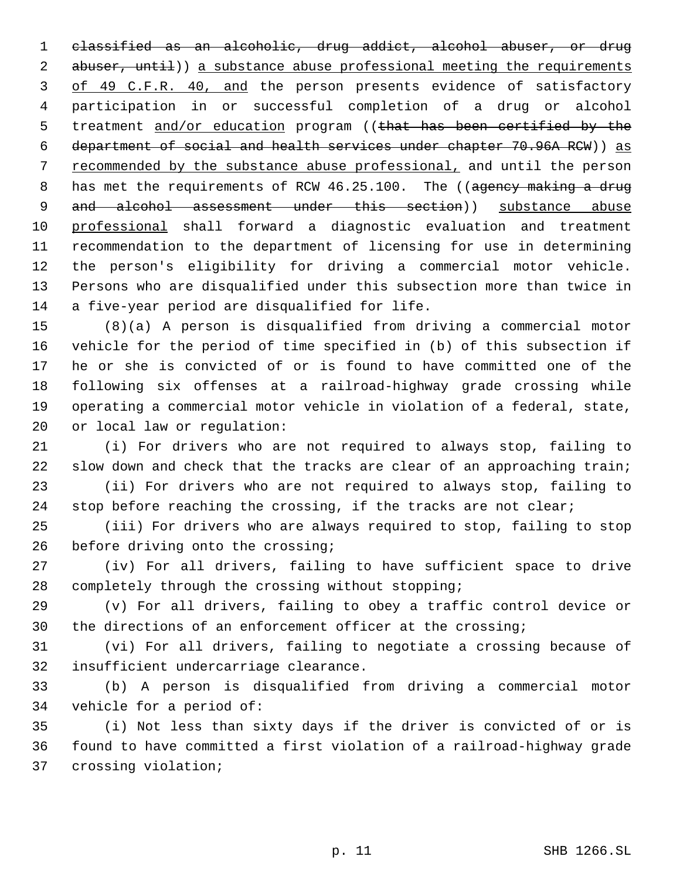~~classified as an alcoholic, drug addict, alcohol abuser, or drug abuser, until~~)) <u>a substance abuse professional meeting the requirements of 49 C.F.R. 40, and</u> the person presents evidence of satisfactory participation in or successful completion of a drug or alcohol treatment <u>and/or education</u> program ((~~that has been certified by the department of social and health services under chapter 70.96A RCW~~)) <u>as recommended by the substance abuse professional,</u> and until the person has met the requirements of RCW 46.25.100. The ((~~agency making a drug and alcohol assessment under this section~~)) <u>substance abuse professional</u> shall forward a diagnostic evaluation and treatment recommendation to the department of licensing for use in determining the person's eligibility for driving a commercial motor vehicle. Persons who are disqualified under this subsection more than twice in a five-year period are disqualified for life.

(8)(a) A person is disqualified from driving a commercial motor vehicle for the period of time specified in (b) of this subsection if he or she is convicted of or is found to have committed one of the following six offenses at a railroad-highway grade crossing while operating a commercial motor vehicle in violation of a federal, state, or local law or regulation:

(i) For drivers who are not required to always stop, failing to slow down and check that the tracks are clear of an approaching train;

(ii) For drivers who are not required to always stop, failing to stop before reaching the crossing, if the tracks are not clear;

(iii) For drivers who are always required to stop, failing to stop before driving onto the crossing;

(iv) For all drivers, failing to have sufficient space to drive completely through the crossing without stopping;

(v) For all drivers, failing to obey a traffic control device or the directions of an enforcement officer at the crossing;

(vi) For all drivers, failing to negotiate a crossing because of insufficient undercarriage clearance.

(b) A person is disqualified from driving a commercial motor vehicle for a period of:

(i) Not less than sixty days if the driver is convicted of or is found to have committed a first violation of a railroad-highway grade crossing violation;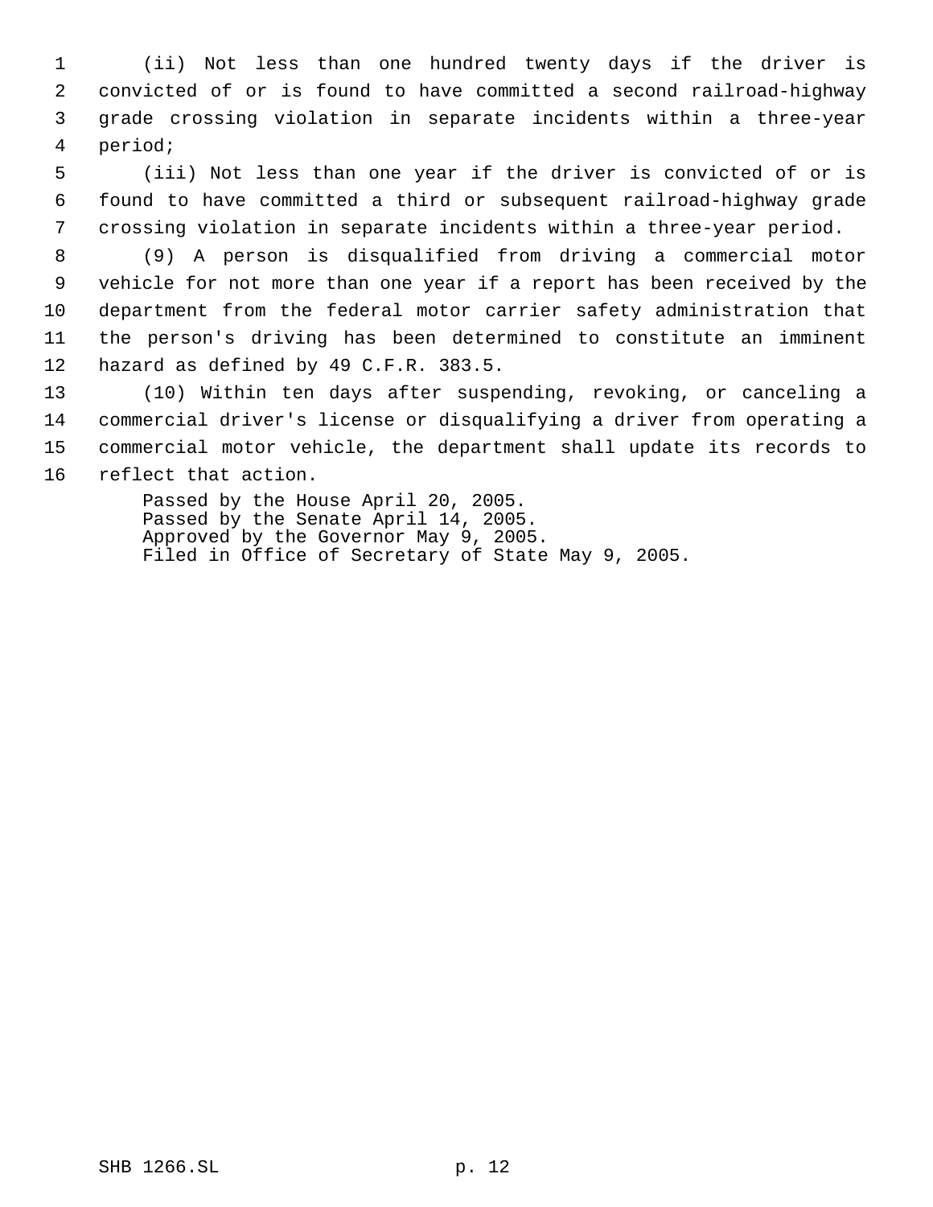(ii) Not less than one hundred twenty days if the driver is convicted of or is found to have committed a second railroad-highway grade crossing violation in separate incidents within a three-year period;

(iii) Not less than one year if the driver is convicted of or is found to have committed a third or subsequent railroad-highway grade crossing violation in separate incidents within a three-year period.

(9) A person is disqualified from driving a commercial motor vehicle for not more than one year if a report has been received by the department from the federal motor carrier safety administration that the person's driving has been determined to constitute an imminent hazard as defined by 49 C.F.R. 383.5.

(10) Within ten days after suspending, revoking, or canceling a commercial driver's license or disqualifying a driver from operating a commercial motor vehicle, the department shall update its records to reflect that action.

Passed by the House April 20, 2005.
Passed by the Senate April 14, 2005.
Approved by the Governor May 9, 2005.
Filed in Office of Secretary of State May 9, 2005.